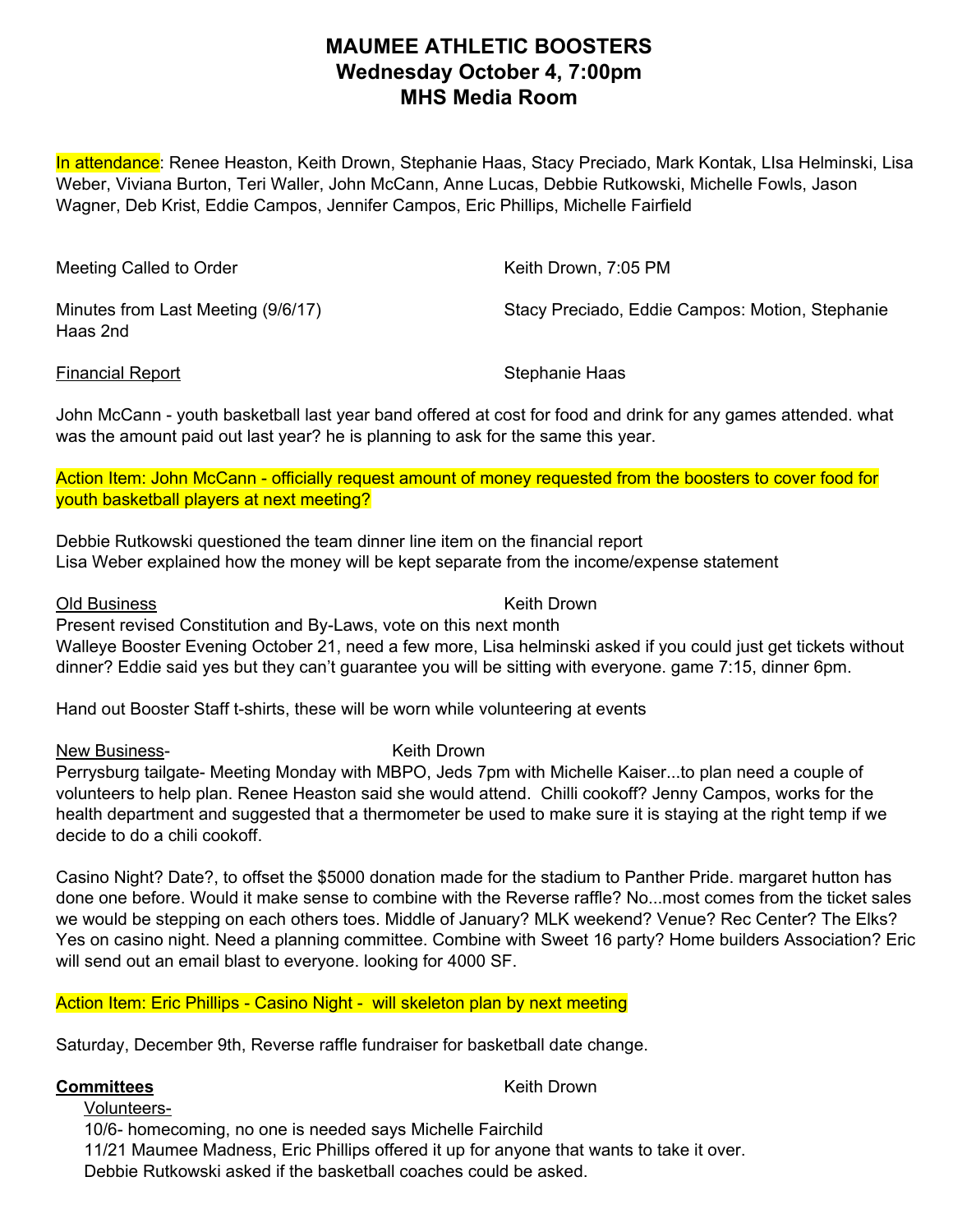# MAUMEE ATHLETIC BOOSTERS
## Wednesday October 4, 7:00pm
## MHS Media Room

In attendance: Renee Heaston, Keith Drown, Stephanie Haas, Stacy Preciado, Mark Kontak, LIsa Helminski, Lisa Weber, Viviana Burton, Teri Waller, John McCann, Anne Lucas, Debbie Rutkowski, Michelle Fowls, Jason Wagner, Deb Krist, Eddie Campos, Jennifer Campos, Eric Phillips, Michelle Fairfield

Meeting Called to Order — Keith Drown, 7:05 PM

Minutes from Last Meeting (9/6/17) — Stacy Preciado, Eddie Campos: Motion, Stephanie Haas 2nd

Financial Report — Stephanie Haas

John McCann - youth basketball last year band offered at cost for food and drink for any games attended. what was the amount paid out last year? he is planning to ask for the same this year.

Action Item: John McCann - officially request amount of money requested from the boosters to cover food for youth basketball players at next meeting?

Debbie Rutkowski questioned the team dinner line item on the financial report
Lisa Weber explained how the money will be kept separate from the income/expense statement

Old Business — Keith Drown

Present revised Constitution and By-Laws, vote on this next month
Walleye Booster Evening October 21, need a few more, Lisa helminski asked if you could just get tickets without dinner? Eddie said yes but they can't guarantee you will be sitting with everyone. game 7:15, dinner 6pm.

Hand out Booster Staff t-shirts, these will be worn while volunteering at events

New Business- — Keith Drown

Perrysburg tailgate- Meeting Monday with MBPO, Jeds 7pm with Michelle Kaiser...to plan need a couple of volunteers to help plan. Renee Heaston said she would attend. Chilli cookoff? Jenny Campos, works for the health department and suggested that a thermometer be used to make sure it is staying at the right temp if we decide to do a chili cookoff.

Casino Night? Date?, to offset the $5000 donation made for the stadium to Panther Pride. margaret hutton has done one before. Would it make sense to combine with the Reverse raffle? No...most comes from the ticket sales we would be stepping on each others toes. Middle of January? MLK weekend? Venue? Rec Center? The Elks? Yes on casino night. Need a planning committee. Combine with Sweet 16 party? Home builders Association? Eric will send out an email blast to everyone. looking for 4000 SF.

Action Item: Eric Phillips - Casino Night - will skeleton plan by next meeting

Saturday, December 9th, Reverse raffle fundraiser for basketball date change.

**Committees** — Keith Drown

Volunteers-

10/6- homecoming, no one is needed says Michelle Fairchild
11/21 Maumee Madness, Eric Phillips offered it up for anyone that wants to take it over.
Debbie Rutkowski asked if the basketball coaches could be asked.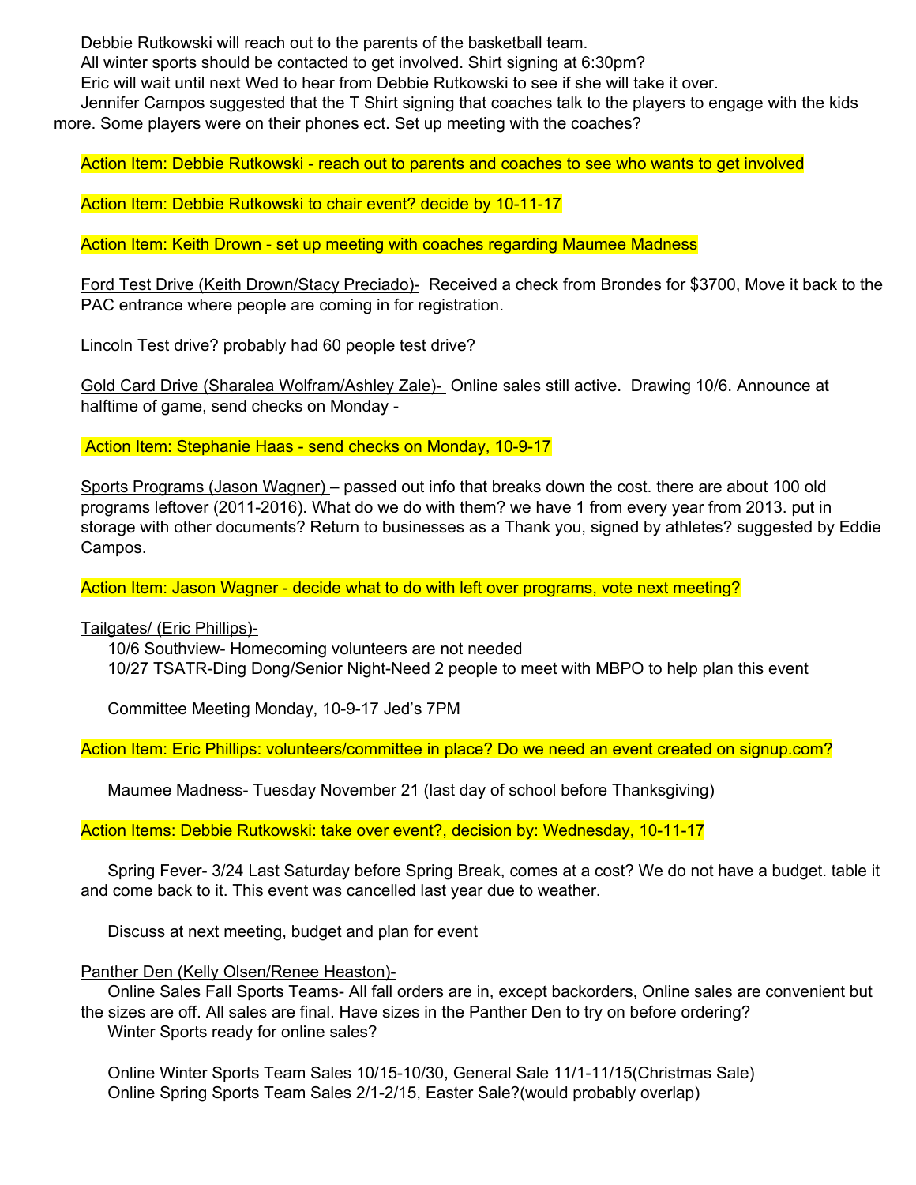Debbie Rutkowski will reach out to the parents of the basketball team.
All winter sports should be contacted to get involved. Shirt signing at 6:30pm?
Eric will wait until next Wed to hear from Debbie Rutkowski to see if she will take it over.
Jennifer Campos suggested that the T Shirt signing that coaches talk to the players to engage with the kids more. Some players were on their phones ect. Set up meeting with the coaches?

Action Item: Debbie Rutkowski - reach out to parents and coaches to see who wants to get involved

Action Item: Debbie Rutkowski to chair event? decide by 10-11-17

Action Item: Keith Drown - set up meeting with coaches regarding Maumee Madness

Ford Test Drive (Keith Drown/Stacy Preciado)- Received a check from Brondes for $3700, Move it back to the PAC entrance where people are coming in for registration.

Lincoln Test drive? probably had 60 people test drive?

Gold Card Drive (Sharalea Wolfram/Ashley Zale)- Online sales still active. Drawing 10/6. Announce at halftime of game, send checks on Monday -

Action Item: Stephanie Haas - send checks on Monday, 10-9-17

Sports Programs (Jason Wagner) – passed out info that breaks down the cost. there are about 100 old programs leftover (2011-2016). What do we do with them? we have 1 from every year from 2013. put in storage with other documents? Return to businesses as a Thank you, signed by athletes? suggested by Eddie Campos.

Action Item: Jason Wagner - decide what to do with left over programs, vote next meeting?

Tailgates/ (Eric Phillips)-

10/6 Southview- Homecoming volunteers are not needed
10/27 TSATR-Ding Dong/Senior Night-Need 2 people to meet with MBPO to help plan this event

Committee Meeting Monday, 10-9-17 Jed's 7PM

Action Item: Eric Phillips: volunteers/committee in place? Do we need an event created on signup.com?

Maumee Madness- Tuesday November 21 (last day of school before Thanksgiving)

Action Items: Debbie Rutkowski: take over event?, decision by: Wednesday, 10-11-17

Spring Fever- 3/24 Last Saturday before Spring Break, comes at a cost? We do not have a budget. table it and come back to it. This event was cancelled last year due to weather.

Discuss at next meeting, budget and plan for event

Panther Den (Kelly Olsen/Renee Heaston)-

Online Sales Fall Sports Teams- All fall orders are in, except backorders, Online sales are convenient but the sizes are off. All sales are final. Have sizes in the Panther Den to try on before ordering?
Winter Sports ready for online sales?

Online Winter Sports Team Sales 10/15-10/30, General Sale 11/1-11/15(Christmas Sale)
Online Spring Sports Team Sales 2/1-2/15, Easter Sale?(would probably overlap)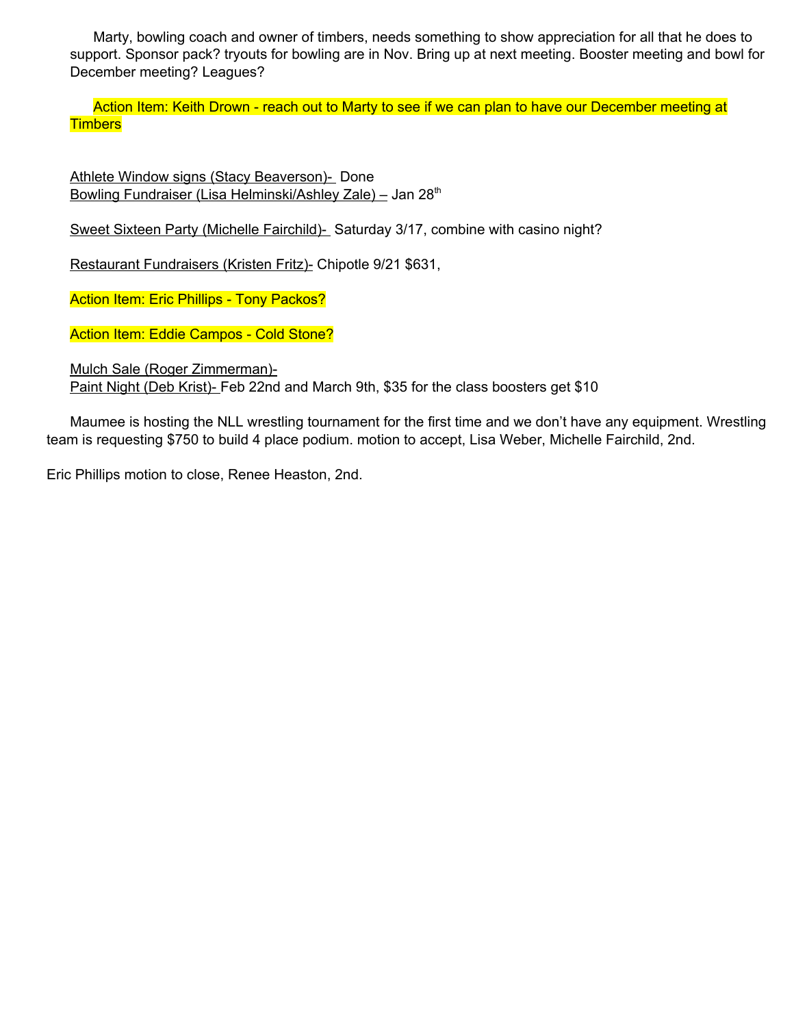Marty, bowling coach and owner of timbers, needs something to show appreciation for all that he does to support. Sponsor pack? tryouts for bowling are in Nov. Bring up at next meeting. Booster meeting and bowl for December meeting? Leagues?

Action Item: Keith Drown - reach out to Marty to see if we can plan to have our December meeting at Timbers

<u>Athlete Window signs (Stacy Beaverson)-</u> Done
<u>Bowling Fundraiser (Lisa Helminski/Ashley Zale) –</u> Jan 28th

<u>Sweet Sixteen Party (Michelle Fairchild)-</u> Saturday 3/17, combine with casino night?

<u>Restaurant Fundraisers (Kristen Fritz)-</u> Chipotle 9/21 $631,

Action Item: Eric Phillips - Tony Packos?

Action Item: Eddie Campos - Cold Stone?

<u>Mulch Sale (Roger Zimmerman)-</u>
<u>Paint Night (Deb Krist)-</u> Feb 22nd and March 9th, $35 for the class boosters get $10

Maumee is hosting the NLL wrestling tournament for the first time and we don't have any equipment. Wrestling team is requesting $750 to build 4 place podium. motion to accept, Lisa Weber, Michelle Fairchild, 2nd.

Eric Phillips motion to close, Renee Heaston, 2nd.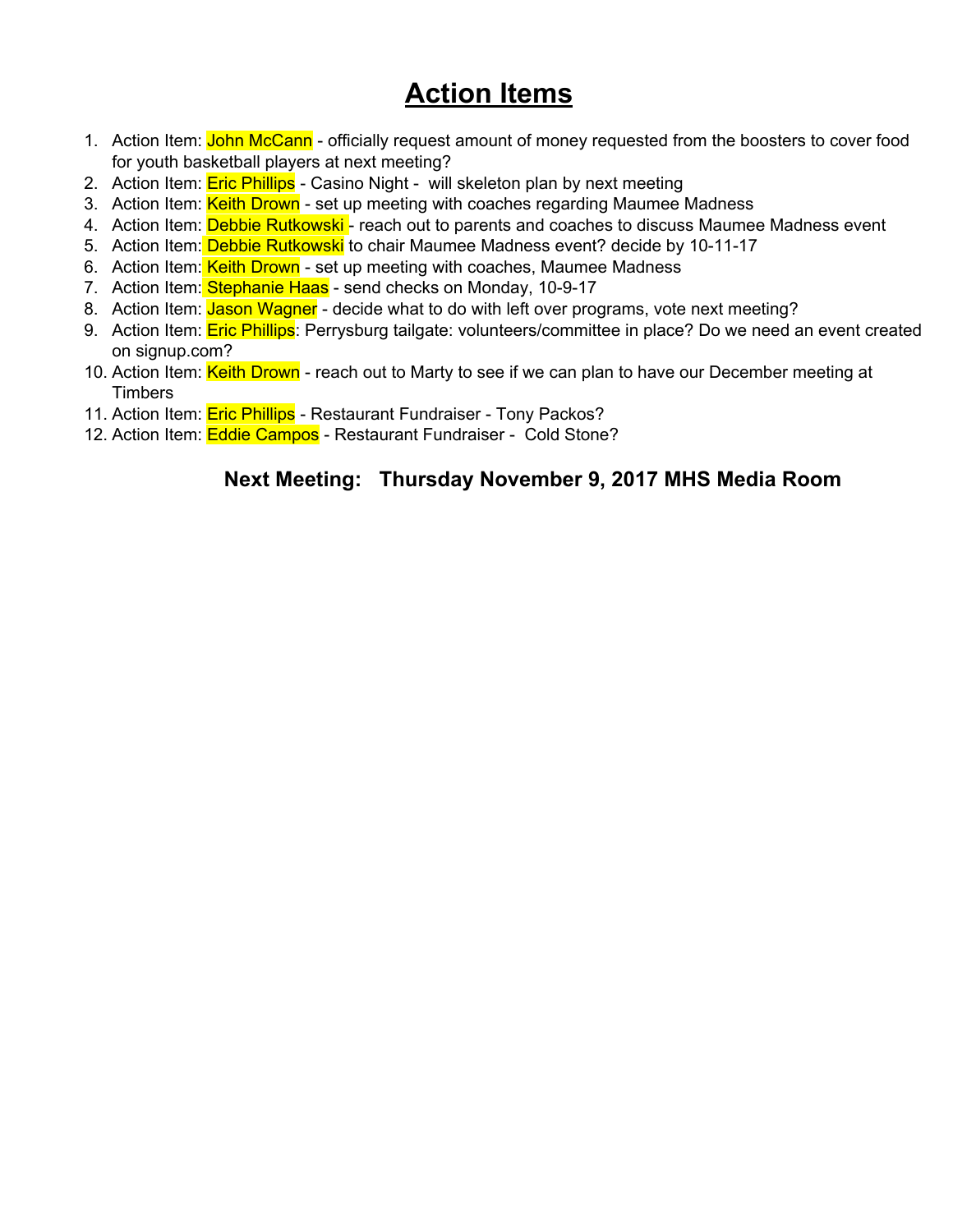# Action Items

1. Action Item: John McCann - officially request amount of money requested from the boosters to cover food for youth basketball players at next meeting?
2. Action Item: Eric Phillips - Casino Night - will skeleton plan by next meeting
3. Action Item: Keith Drown - set up meeting with coaches regarding Maumee Madness
4. Action Item: Debbie Rutkowski - reach out to parents and coaches to discuss Maumee Madness event
5. Action Item: Debbie Rutkowski to chair Maumee Madness event? decide by 10-11-17
6. Action Item: Keith Drown - set up meeting with coaches, Maumee Madness
7. Action Item: Stephanie Haas - send checks on Monday, 10-9-17
8. Action Item: Jason Wagner - decide what to do with left over programs, vote next meeting?
9. Action Item: Eric Phillips: Perrysburg tailgate: volunteers/committee in place? Do we need an event created on signup.com?
10. Action Item: Keith Drown - reach out to Marty to see if we can plan to have our December meeting at Timbers
11. Action Item: Eric Phillips - Restaurant Fundraiser - Tony Packos?
12. Action Item: Eddie Campos - Restaurant Fundraiser - Cold Stone?

**Next Meeting: Thursday November 9, 2017 MHS Media Room**